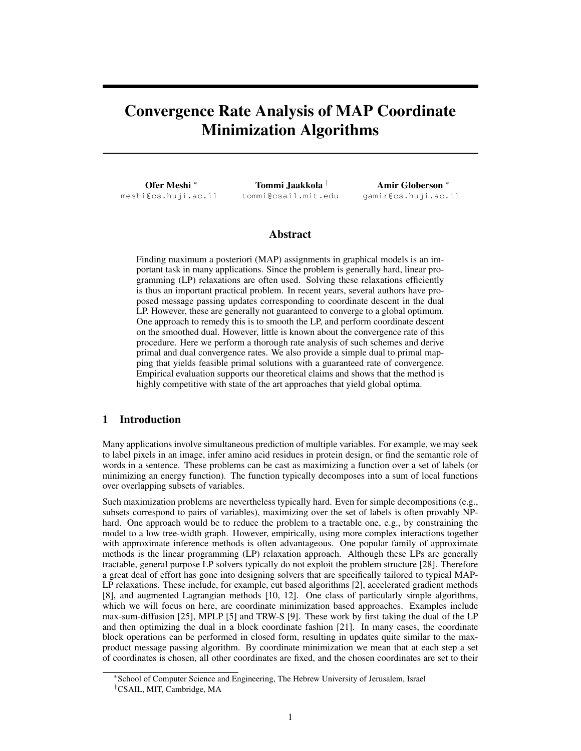# Convergence Rate Analysis of MAP Coordinate Minimization Algorithms

**Ofer Meshi** [*]
meshi@cs.huji.ac.il

**Tommi Jaakkola** [†]
tommi@csail.mit.edu

**Amir Globerson** [*]
gamir@cs.huji.ac.il

## Abstract

Finding maximum a posteriori (MAP) assignments in graphical models is an important task in many applications. Since the problem is generally hard, linear programming (LP) relaxations are often used. Solving these relaxations efficiently is thus an important practical problem. In recent years, several authors have proposed message passing updates corresponding to coordinate descent in the dual LP. However, these are generally not guaranteed to converge to a global optimum. One approach to remedy this is to smooth the LP, and perform coordinate descent on the smoothed dual. However, little is known about the convergence rate of this procedure. Here we perform a thorough rate analysis of such schemes and derive primal and dual convergence rates. We also provide a simple dual to primal mapping that yields feasible primal solutions with a guaranteed rate of convergence. Empirical evaluation supports our theoretical claims and shows that the method is highly competitive with state of the art approaches that yield global optima.

## 1 Introduction

Many applications involve simultaneous prediction of multiple variables. For example, we may seek to label pixels in an image, infer amino acid residues in protein design, or find the semantic role of words in a sentence. These problems can be cast as maximizing a function over a set of labels (or minimizing an energy function). The function typically decomposes into a sum of local functions over overlapping subsets of variables.

Such maximization problems are nevertheless typically hard. Even for simple decompositions (e.g., subsets correspond to pairs of variables), maximizing over the set of labels is often provably NP-hard. One approach would be to reduce the problem to a tractable one, e.g., by constraining the model to a low tree-width graph. However, empirically, using more complex interactions together with approximate inference methods is often advantageous. One popular family of approximate methods is the linear programming (LP) relaxation approach. Although these LPs are generally tractable, general purpose LP solvers typically do not exploit the problem structure [28]. Therefore a great deal of effort has gone into designing solvers that are specifically tailored to typical MAP-LP relaxations. These include, for example, cut based algorithms [2], accelerated gradient methods [8], and augmented Lagrangian methods [10, 12]. One class of particularly simple algorithms, which we will focus on here, are coordinate minimization based approaches. Examples include max-sum-diffusion [25], MPLP [5] and TRW-S [9]. These work by first taking the dual of the LP and then optimizing the dual in a block coordinate fashion [21]. In many cases, the coordinate block operations can be performed in closed form, resulting in updates quite similar to the max-product message passing algorithm. By coordinate minimization we mean that at each step a set of coordinates is chosen, all other coordinates are fixed, and the chosen coordinates are set to their

[*] School of Computer Science and Engineering, The Hebrew University of Jerusalem, Israel
[†] CSAIL, MIT, Cambridge, MA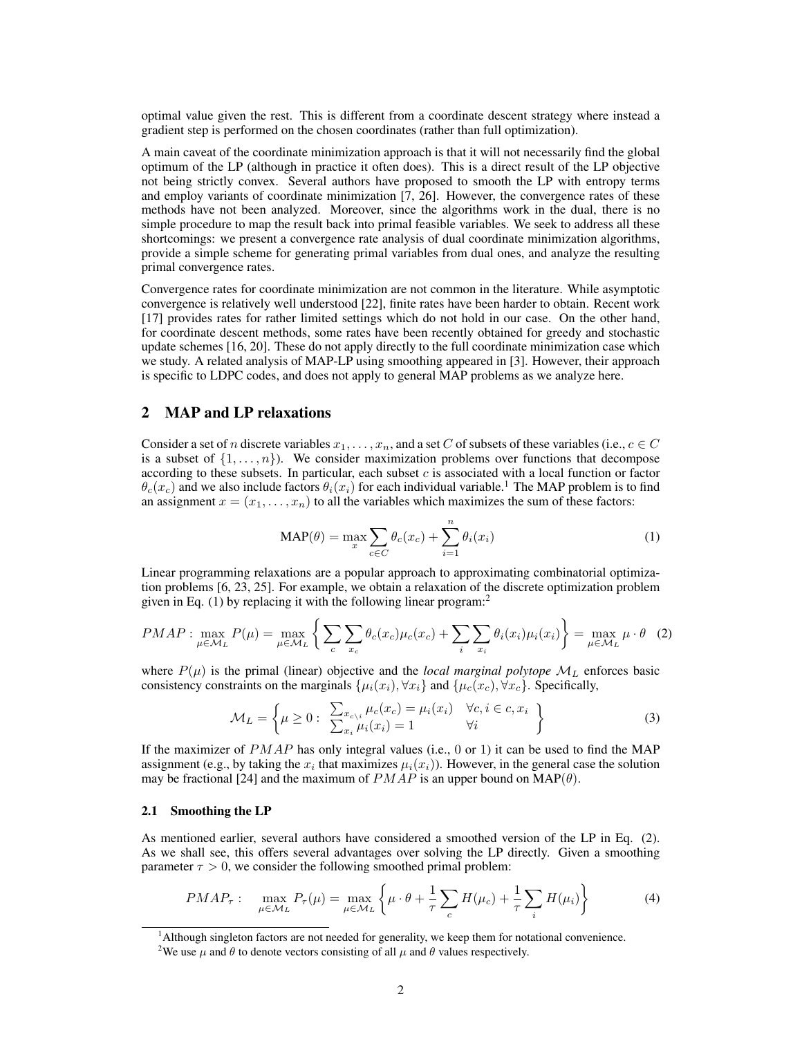optimal value given the rest. This is different from a coordinate descent strategy where instead a gradient step is performed on the chosen coordinates (rather than full optimization).

A main caveat of the coordinate minimization approach is that it will not necessarily find the global optimum of the LP (although in practice it often does). This is a direct result of the LP objective not being strictly convex. Several authors have proposed to smooth the LP with entropy terms and employ variants of coordinate minimization [7, 26]. However, the convergence rates of these methods have not been analyzed. Moreover, since the algorithms work in the dual, there is no simple procedure to map the result back into primal feasible variables. We seek to address all these shortcomings: we present a convergence rate analysis of dual coordinate minimization algorithms, provide a simple scheme for generating primal variables from dual ones, and analyze the resulting primal convergence rates.

Convergence rates for coordinate minimization are not common in the literature. While asymptotic convergence is relatively well understood [22], finite rates have been harder to obtain. Recent work [17] provides rates for rather limited settings which do not hold in our case. On the other hand, for coordinate descent methods, some rates have been recently obtained for greedy and stochastic update schemes [16, 20]. These do not apply directly to the full coordinate minimization case which we study. A related analysis of MAP-LP using smoothing appeared in [3]. However, their approach is specific to LDPC codes, and does not apply to general MAP problems as we analyze here.

## 2 MAP and LP relaxations

Consider a set of $n$ discrete variables $x_1, \dots, x_n$, and a set $C$ of subsets of these variables (i.e., $c \in C$ is a subset of $\{1, \dots, n\}$). We consider maximization problems over functions that decompose according to these subsets. In particular, each subset $c$ is associated with a local function or factor $\theta_c(x_c)$ and we also include factors $\theta_i(x_i)$ for each individual variable.[1] The MAP problem is to find an assignment $x = (x_1, \dots, x_n)$ to all the variables which maximizes the sum of these factors:

$$\text{MAP}(\theta) = \max_x \sum_{c \in C} \theta_c(x_c) + \sum_{i=1}^{n} \theta_i(x_i) \tag{1}$$

Linear programming relaxations are a popular approach to approximating combinatorial optimization problems [6, 23, 25]. For example, we obtain a relaxation of the discrete optimization problem given in Eq. (1) by replacing it with the following linear program:[2]

$$PMAP: \max_{\mu \in \mathcal{M}_L} P(\mu) = \max_{\mu \in \mathcal{M}_L} \left\{ \sum_c \sum_{x_c} \theta_c(x_c)\mu_c(x_c) + \sum_i \sum_{x_i} \theta_i(x_i)\mu_i(x_i) \right\} = \max_{\mu \in \mathcal{M}_L} \mu \cdot \theta \tag{2}$$

where $P(\mu)$ is the primal (linear) objective and the *local marginal polytope* $\mathcal{M}_L$ enforces basic consistency constraints on the marginals $\{\mu_i(x_i), \forall x_i\}$ and $\{\mu_c(x_c), \forall x_c\}$. Specifically,

$$\mathcal{M}_L = \left\{ \mu \ge 0 : \begin{array}{ll} \sum_{x_{c \setminus i}} \mu_c(x_c) = \mu_i(x_i) & \forall c, i \in c, x_i \\ \sum_{x_i} \mu_i(x_i) = 1 & \forall i \end{array} \right\} \tag{3}$$

If the maximizer of $PMAP$ has only integral values (i.e., 0 or 1) it can be used to find the MAP assignment (e.g., by taking the $x_i$ that maximizes $\mu_i(x_i)$). However, in the general case the solution may be fractional [24] and the maximum of $PMAP$ is an upper bound on $\text{MAP}(\theta)$.

### 2.1 Smoothing the LP

As mentioned earlier, several authors have considered a smoothed version of the LP in Eq. (2). As we shall see, this offers several advantages over solving the LP directly. Given a smoothing parameter $\tau > 0$, we consider the following smoothed primal problem:

$$PMAP_\tau: \quad \max_{\mu \in \mathcal{M}_L} P_\tau(\mu) = \max_{\mu \in \mathcal{M}_L} \left\{ \mu \cdot \theta + \frac{1}{\tau} \sum_c H(\mu_c) + \frac{1}{\tau} \sum_i H(\mu_i) \right\} \tag{4}$$

[1] Although singleton factors are not needed for generality, we keep them for notational convenience.

[2] We use $\mu$ and $\theta$ to denote vectors consisting of all $\mu$ and $\theta$ values respectively.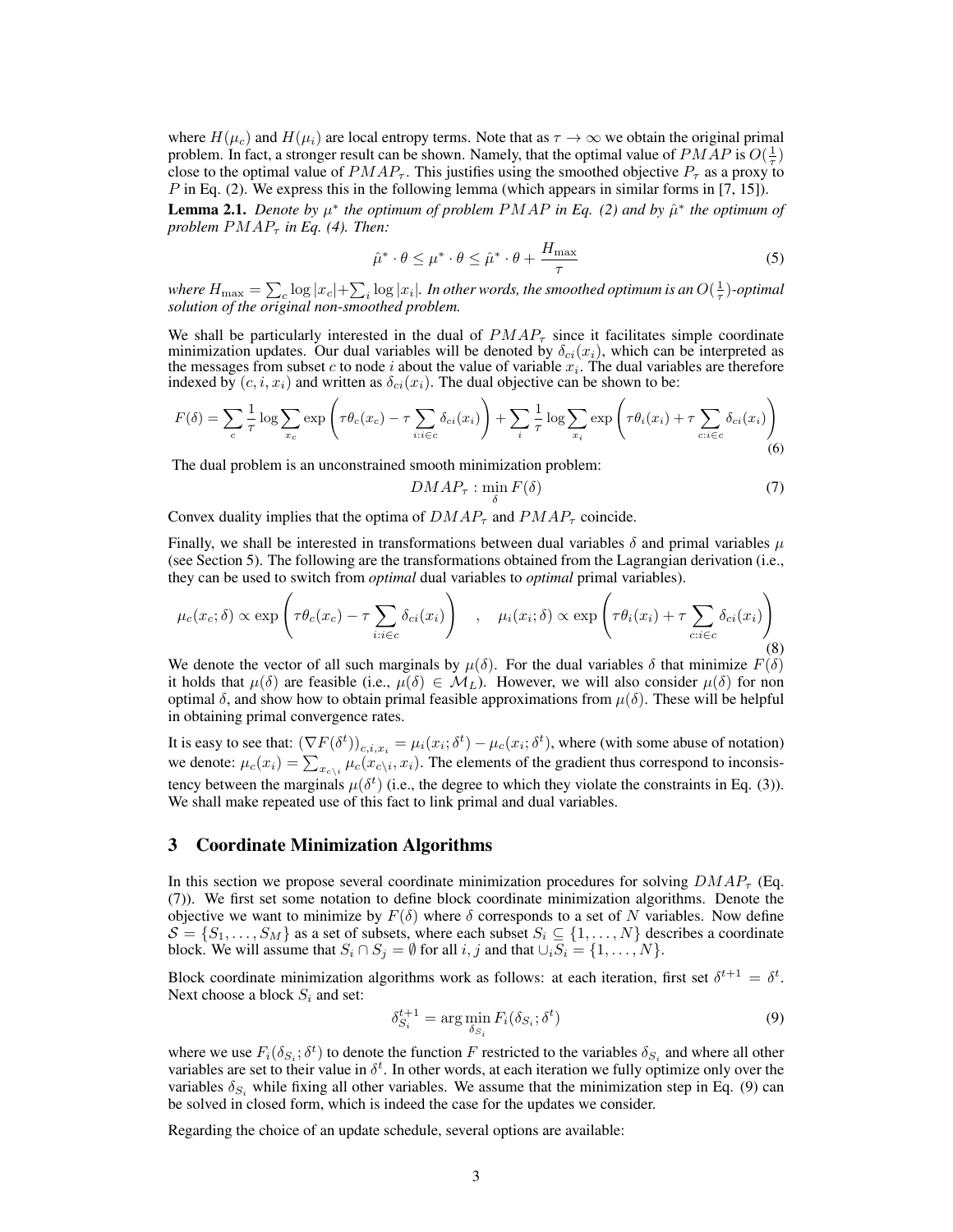where $H(\mu_c)$ and $H(\mu_i)$ are local entropy terms. Note that as $\tau \to \infty$ we obtain the original primal problem. In fact, a stronger result can be shown. Namely, that the optimal value of $PMAP$ is $O(\frac{1}{\tau})$ close to the optimal value of $PMAP_\tau$. This justifies using the smoothed objective $P_\tau$ as a proxy to $P$ in Eq. (2). We express this in the following lemma (which appears in similar forms in [7, 15]).

**Lemma 2.1.** *Denote by $\mu^*$ the optimum of problem $PMAP$ in Eq. (2) and by $\hat{\mu}^*$ the optimum of problem $PMAP_\tau$ in Eq. (4). Then:*

$$\hat{\mu}^* \cdot \theta \leq \mu^* \cdot \theta \leq \hat{\mu}^* \cdot \theta + \frac{H_{\max}}{\tau} \tag{5}$$

*where $H_{\max} = \sum_c \log |x_c| + \sum_i \log |x_i|$. In other words, the smoothed optimum is an $O(\frac{1}{\tau})$-optimal solution of the original non-smoothed problem.*

We shall be particularly interested in the dual of $PMAP_\tau$ since it facilitates simple coordinate minimization updates. Our dual variables will be denoted by $\delta_{ci}(x_i)$, which can be interpreted as the messages from subset $c$ to node $i$ about the value of variable $x_i$. The dual variables are therefore indexed by $(c, i, x_i)$ and written as $\delta_{ci}(x_i)$. The dual objective can be shown to be:

$$F(\delta) = \sum_c \frac{1}{\tau} \log \sum_{x_c} \exp\left(\tau\theta_c(x_c) - \tau \sum_{i:i\in c} \delta_{ci}(x_i)\right) + \sum_i \frac{1}{\tau} \log \sum_{x_i} \exp\left(\tau\theta_i(x_i) + \tau \sum_{c:i\in c} \delta_{ci}(x_i)\right) \tag{6}$$

The dual problem is an unconstrained smooth minimization problem:

$$DMAP_\tau : \min_\delta F(\delta) \tag{7}$$

Convex duality implies that the optima of $DMAP_\tau$ and $PMAP_\tau$ coincide.

Finally, we shall be interested in transformations between dual variables $\delta$ and primal variables $\mu$ (see Section 5). The following are the transformations obtained from the Lagrangian derivation (i.e., they can be used to switch from *optimal* dual variables to *optimal* primal variables).

$$\mu_c(x_c; \delta) \propto \exp\left(\tau\theta_c(x_c) - \tau \sum_{i:i\in c} \delta_{ci}(x_i)\right) \quad , \quad \mu_i(x_i; \delta) \propto \exp\left(\tau\theta_i(x_i) + \tau \sum_{c:i\in c} \delta_{ci}(x_i)\right) \tag{8}$$

We denote the vector of all such marginals by $\mu(\delta)$. For the dual variables $\delta$ that minimize $F(\delta)$ it holds that $\mu(\delta)$ are feasible (i.e., $\mu(\delta) \in \mathcal{M}_L$). However, we will also consider $\mu(\delta)$ for non optimal $\delta$, and show how to obtain primal feasible approximations from $\mu(\delta)$. These will be helpful in obtaining primal convergence rates.

It is easy to see that: $(\nabla F(\delta^t))_{c,i,x_i} = \mu_i(x_i; \delta^t) - \mu_c(x_i; \delta^t)$, where (with some abuse of notation) we denote: $\mu_c(x_i) = \sum_{x_{c\setminus i}} \mu_c(x_{c\setminus i}, x_i)$. The elements of the gradient thus correspond to inconsistency between the marginals $\mu(\delta^t)$ (i.e., the degree to which they violate the constraints in Eq. (3)). We shall make repeated use of this fact to link primal and dual variables.

## 3 Coordinate Minimization Algorithms

In this section we propose several coordinate minimization procedures for solving $DMAP_\tau$ (Eq. (7)). We first set some notation to define block coordinate minimization algorithms. Denote the objective we want to minimize by $F(\delta)$ where $\delta$ corresponds to a set of $N$ variables. Now define $\mathcal{S} = \{S_1, \ldots, S_M\}$ as a set of subsets, where each subset $S_i \subseteq \{1, \ldots, N\}$ describes a coordinate block. We will assume that $S_i \cap S_j = \emptyset$ for all $i, j$ and that $\cup_i S_i = \{1, \ldots, N\}$.

Block coordinate minimization algorithms work as follows: at each iteration, first set $\delta^{t+1} = \delta^t$. Next choose a block $S_i$ and set:

$$\delta_{S_i}^{t+1} = \arg\min_{\delta_{S_i}} F_i(\delta_{S_i}; \delta^t) \tag{9}$$

where we use $F_i(\delta_{S_i}; \delta^t)$ to denote the function $F$ restricted to the variables $\delta_{S_i}$ and where all other variables are set to their value in $\delta^t$. In other words, at each iteration we fully optimize only over the variables $\delta_{S_i}$ while fixing all other variables. We assume that the minimization step in Eq. (9) can be solved in closed form, which is indeed the case for the updates we consider.

Regarding the choice of an update schedule, several options are available: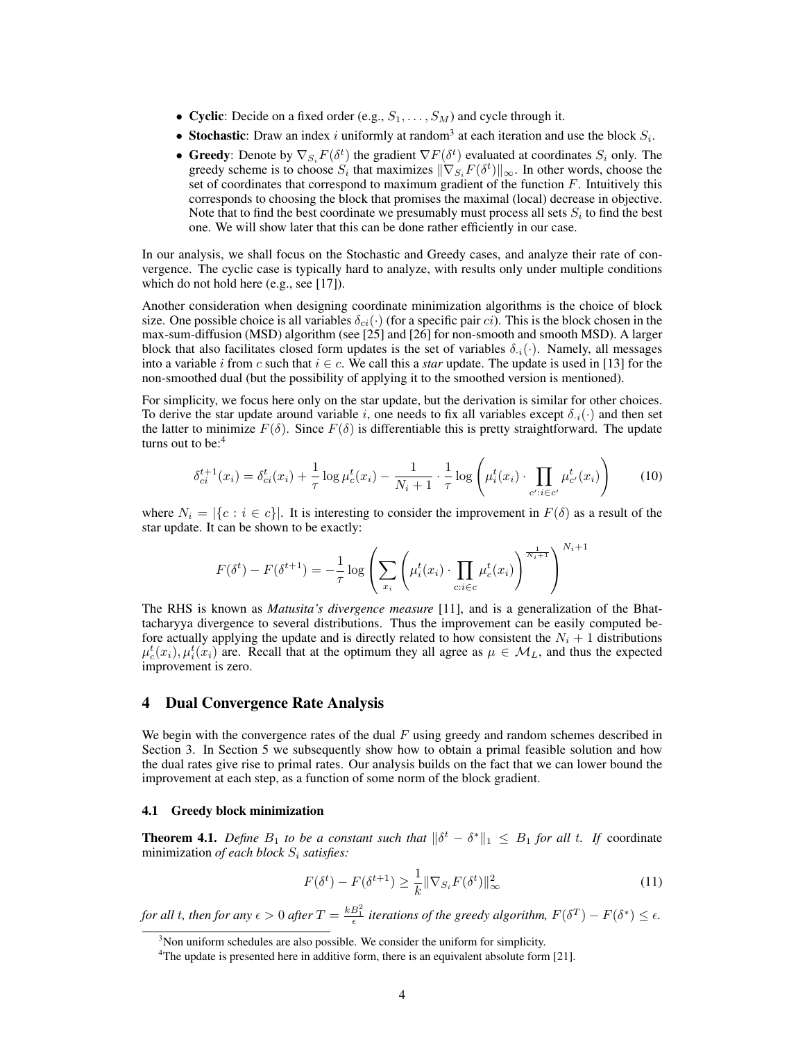- **Cyclic**: Decide on a fixed order (e.g., $S_1, \dots, S_M$) and cycle through it.
- **Stochastic**: Draw an index $i$ uniformly at random[3] at each iteration and use the block $S_i$.
- **Greedy**: Denote by $\nabla_{S_i} F(\delta^t)$ the gradient $\nabla F(\delta^t)$ evaluated at coordinates $S_i$ only. The greedy scheme is to choose $S_i$ that maximizes $\|\nabla_{S_i} F(\delta^t)\|_\infty$. In other words, choose the set of coordinates that correspond to maximum gradient of the function $F$. Intuitively this corresponds to choosing the block that promises the maximal (local) decrease in objective. Note that to find the best coordinate we presumably must process all sets $S_i$ to find the best one. We will show later that this can be done rather efficiently in our case.

In our analysis, we shall focus on the Stochastic and Greedy cases, and analyze their rate of convergence. The cyclic case is typically hard to analyze, with results only under multiple conditions which do not hold here (e.g., see [17]).

Another consideration when designing coordinate minimization algorithms is the choice of block size. One possible choice is all variables $\delta_{ci}(\cdot)$ (for a specific pair $ci$). This is the block chosen in the max-sum-diffusion (MSD) algorithm (see [25] and [26] for non-smooth and smooth MSD). A larger block that also facilitates closed form updates is the set of variables $\delta_{\cdot i}(\cdot)$. Namely, all messages into a variable $i$ from $c$ such that $i \in c$. We call this a *star* update. The update is used in [13] for the non-smoothed dual (but the possibility of applying it to the smoothed version is mentioned).

For simplicity, we focus here only on the star update, but the derivation is similar for other choices. To derive the star update around variable $i$, one needs to fix all variables except $\delta_{\cdot i}(\cdot)$ and then set the latter to minimize $F(\delta)$. Since $F(\delta)$ is differentiable this is pretty straightforward. The update turns out to be:[4]

$$\delta_{ci}^{t+1}(x_i) = \delta_{ci}^t(x_i) + \frac{1}{\tau}\log \mu_c^t(x_i) - \frac{1}{N_i+1}\cdot\frac{1}{\tau}\log\left(\mu_i^t(x_i)\cdot\prod_{c':i\in c'}\mu_{c'}^t(x_i)\right) \tag{10}$$

where $N_i = |\{c : i \in c\}|$. It is interesting to consider the improvement in $F(\delta)$ as a result of the star update. It can be shown to be exactly:

$$F(\delta^t) - F(\delta^{t+1}) = -\frac{1}{\tau}\log\left(\sum_{x_i}\left(\mu_i^t(x_i)\cdot\prod_{c:i\in c}\mu_c^t(x_i)\right)^{\frac{1}{N_i+1}}\right)^{N_i+1}$$

The RHS is known as *Matusita's divergence measure* [11], and is a generalization of the Bhattacharyya divergence to several distributions. Thus the improvement can be easily computed before actually applying the update and is directly related to how consistent the $N_i + 1$ distributions $\mu_c^t(x_i), \mu_i^t(x_i)$ are. Recall that at the optimum they all agree as $\mu \in \mathcal{M}_L$, and thus the expected improvement is zero.

## 4 Dual Convergence Rate Analysis

We begin with the convergence rates of the dual $F$ using greedy and random schemes described in Section 3. In Section 5 we subsequently show how to obtain a primal feasible solution and how the dual rates give rise to primal rates. Our analysis builds on the fact that we can lower bound the improvement at each step, as a function of some norm of the block gradient.

### 4.1 Greedy block minimization

**Theorem 4.1.** *Define $B_1$ to be a constant such that $\|\delta^t - \delta^*\|_1 \le B_1$ for all $t$. If* coordinate minimization *of each block $S_i$ satisfies:*

$$F(\delta^t) - F(\delta^{t+1}) \ge \frac{1}{k}\|\nabla_{S_i} F(\delta^t)\|_\infty^2 \tag{11}$$

*for all $t$, then for any $\epsilon > 0$ after $T = \frac{kB_1^2}{\epsilon}$ iterations of the greedy algorithm, $F(\delta^T) - F(\delta^*) \le \epsilon$.*

[3] Non uniform schedules are also possible. We consider the uniform for simplicity.

[4] The update is presented here in additive form, there is an equivalent absolute form [21].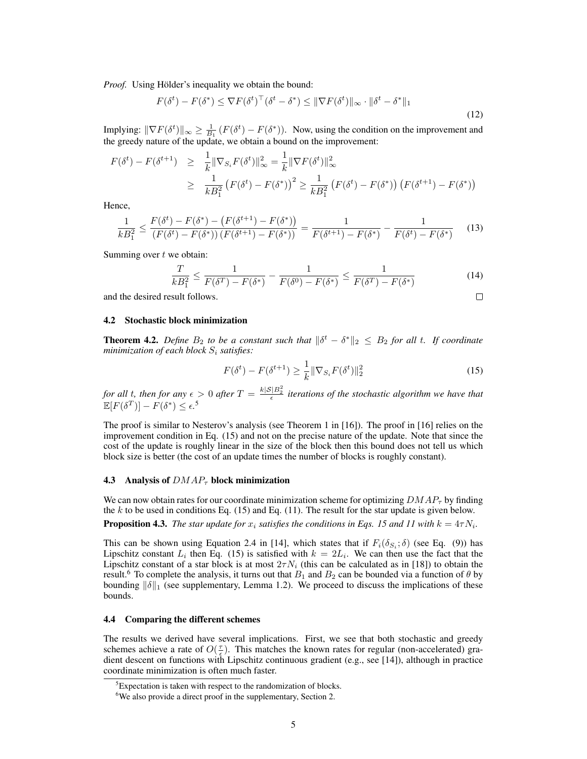*Proof.* Using Hölder's inequality we obtain the bound:

$$F(\delta^t) - F(\delta^*) \leq \nabla F(\delta^t)^\top (\delta^t - \delta^*) \leq \|\nabla F(\delta^t)\|_\infty \cdot \|\delta^t - \delta^*\|_1 \tag{12}$$

Implying: $\|\nabla F(\delta^t)\|_\infty \geq \frac{1}{B_1}\left(F(\delta^t) - F(\delta^*)\right)$. Now, using the condition on the improvement and the greedy nature of the update, we obtain a bound on the improvement:

$$\begin{aligned} F(\delta^t) - F(\delta^{t+1}) &\geq \frac{1}{k}\|\nabla_{S_i} F(\delta^t)\|_\infty^2 = \frac{1}{k}\|\nabla F(\delta^t)\|_\infty^2 \\ &\geq \frac{1}{kB_1^2}\left(F(\delta^t) - F(\delta^*)\right)^2 \geq \frac{1}{kB_1^2}\left(F(\delta^t) - F(\delta^*)\right)\left(F(\delta^{t+1}) - F(\delta^*)\right) \end{aligned}$$

Hence,

$$\frac{1}{kB_1^2} \leq \frac{F(\delta^t) - F(\delta^*) - \left(F(\delta^{t+1}) - F(\delta^*)\right)}{\left(F(\delta^t) - F(\delta^*)\right)\left(F(\delta^{t+1}) - F(\delta^*)\right)} = \frac{1}{F(\delta^{t+1}) - F(\delta^*)} - \frac{1}{F(\delta^t) - F(\delta^*)} \tag{13}$$

Summing over $t$ we obtain:

$$\frac{T}{kB_1^2} \leq \frac{1}{F(\delta^T) - F(\delta^*)} - \frac{1}{F(\delta^0) - F(\delta^*)} \leq \frac{1}{F(\delta^T) - F(\delta^*)} \tag{14}$$

and the desired result follows. □

### 4.2 Stochastic block minimization

**Theorem 4.2.** *Define $B_2$ to be a constant such that $\|\delta^t - \delta^*\|_2 \leq B_2$ for all $t$. If coordinate minimization of each block $S_i$ satisfies:*

$$F(\delta^t) - F(\delta^{t+1}) \geq \frac{1}{k}\|\nabla_{S_i} F(\delta^t)\|_2^2 \tag{15}$$

*for all $t$, then for any $\epsilon > 0$ after $T = \frac{k|\mathcal{S}|B_2^2}{\epsilon}$ iterations of the stochastic algorithm we have that $\mathbb{E}[F(\delta^T)] - F(\delta^*) \leq \epsilon$.*[5]

The proof is similar to Nesterov's analysis (see Theorem 1 in [16]). The proof in [16] relies on the improvement condition in Eq. (15) and not on the precise nature of the update. Note that since the cost of the update is roughly linear in the size of the block then this bound does not tell us which block size is better (the cost of an update times the number of blocks is roughly constant).

### 4.3 Analysis of $DMAP_\tau$ block minimization

We can now obtain rates for our coordinate minimization scheme for optimizing $DMAP_\tau$ by finding the $k$ to be used in conditions Eq. (15) and Eq. (11). The result for the star update is given below.

**Proposition 4.3.** *The star update for $x_i$ satisfies the conditions in Eqs. 15 and 11 with $k = 4\tau N_i$.*

This can be shown using Equation 2.4 in [14], which states that if $F_i(\delta_{S_i}; \delta)$ (see Eq. (9)) has Lipschitz constant $L_i$ then Eq. (15) is satisfied with $k = 2L_i$. We can then use the fact that the Lipschitz constant of a star block is at most $2\tau N_i$ (this can be calculated as in [18]) to obtain the result.[6] To complete the analysis, it turns out that $B_1$ and $B_2$ can be bounded via a function of $\theta$ by bounding $\|\delta\|_1$ (see supplementary, Lemma 1.2). We proceed to discuss the implications of these bounds.

### 4.4 Comparing the different schemes

The results we derived have several implications. First, we see that both stochastic and greedy schemes achieve a rate of $O(\frac{\tau}{\epsilon})$. This matches the known rates for regular (non-accelerated) gradient descent on functions with Lipschitz continuous gradient (e.g., see [14]), although in practice coordinate minimization is often much faster.

[5] Expectation is taken with respect to the randomization of blocks.

[6] We also provide a direct proof in the supplementary, Section 2.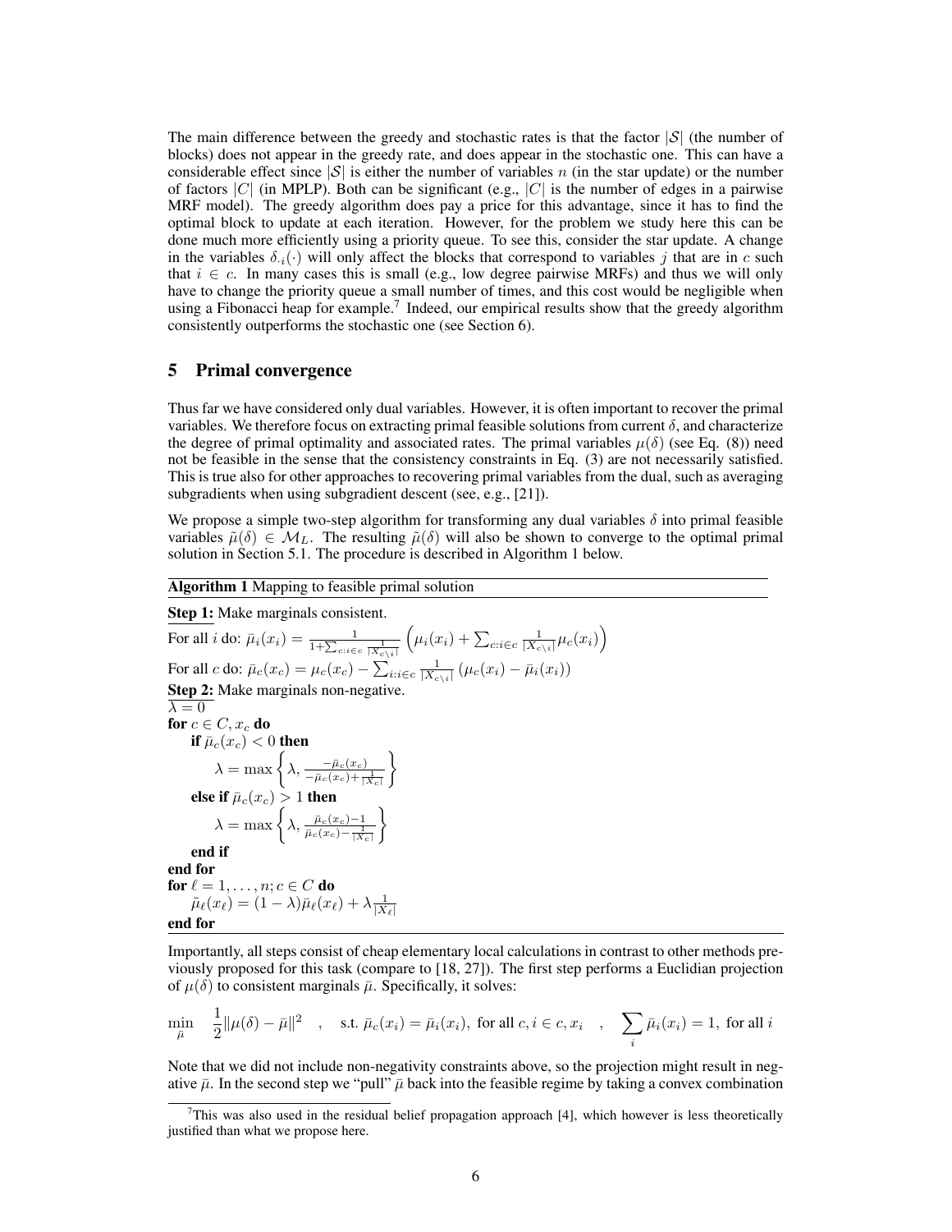The main difference between the greedy and stochastic rates is that the factor $|\mathcal{S}|$ (the number of blocks) does not appear in the greedy rate, and does appear in the stochastic one. This can have a considerable effect since $|\mathcal{S}|$ is either the number of variables $n$ (in the star update) or the number of factors $|C|$ (in MPLP). Both can be significant (e.g., $|C|$ is the number of edges in a pairwise MRF model). The greedy algorithm does pay a price for this advantage, since it has to find the optimal block to update at each iteration. However, for the problem we study here this can be done much more efficiently using a priority queue. To see this, consider the star update. A change in the variables $\delta_{\cdot i}(\cdot)$ will only affect the blocks that correspond to variables $j$ that are in $c$ such that $i \in c$. In many cases this is small (e.g., low degree pairwise MRFs) and thus we will only have to change the priority queue a small number of times, and this cost would be negligible when using a Fibonacci heap for example.[7] Indeed, our empirical results show that the greedy algorithm consistently outperforms the stochastic one (see Section 6).

## 5 Primal convergence

Thus far we have considered only dual variables. However, it is often important to recover the primal variables. We therefore focus on extracting primal feasible solutions from current $\delta$, and characterize the degree of primal optimality and associated rates. The primal variables $\mu(\delta)$ (see Eq. (8)) need not be feasible in the sense that the consistency constraints in Eq. (3) are not necessarily satisfied. This is true also for other approaches to recovering primal variables from the dual, such as averaging subgradients when using subgradient descent (see, e.g., [21]).

We propose a simple two-step algorithm for transforming any dual variables $\delta$ into primal feasible variables $\tilde{\mu}(\delta) \in \mathcal{M}_L$. The resulting $\tilde{\mu}(\delta)$ will also be shown to converge to the optimal primal solution in Section 5.1. The procedure is described in Algorithm 1 below.

**Algorithm 1** Mapping to feasible primal solution

**Step 1:** Make marginals consistent.

For all $i$ do: $\bar{\mu}_i(x_i) = \frac{1}{1+\sum_{c:i\in c}\frac{1}{|X_{c\setminus i}|}}\left(\mu_i(x_i) + \sum_{c:i\in c}\frac{1}{|X_{c\setminus i}|}\mu_c(x_i)\right)$

For all $c$ do: $\bar{\mu}_c(x_c) = \mu_c(x_c) - \sum_{i:i\in c}\frac{1}{|X_{c\setminus i}|}\left(\mu_c(x_i) - \bar{\mu}_i(x_i)\right)$

**Step 2:** Make marginals non-negative.

$\lambda = 0$

**for** $c \in C, x_c$ **do**
&nbsp;&nbsp;&nbsp;&nbsp;**if** $\bar{\mu}_c(x_c) < 0$ **then**
&nbsp;&nbsp;&nbsp;&nbsp;&nbsp;&nbsp;&nbsp;&nbsp;$\lambda = \max\left\{\lambda, \frac{-\bar{\mu}_c(x_c)}{-\bar{\mu}_c(x_c)+\frac{1}{|X_c|}}\right\}$
&nbsp;&nbsp;&nbsp;&nbsp;**else if** $\bar{\mu}_c(x_c) > 1$ **then**
&nbsp;&nbsp;&nbsp;&nbsp;&nbsp;&nbsp;&nbsp;&nbsp;$\lambda = \max\left\{\lambda, \frac{\bar{\mu}_c(x_c)-1}{\bar{\mu}_c(x_c)-\frac{1}{|X_c|}}\right\}$
&nbsp;&nbsp;&nbsp;&nbsp;**end if**
**end for**
**for** $\ell = 1, \ldots, n; c \in C$ **do**
&nbsp;&nbsp;&nbsp;&nbsp;$\tilde{\mu}_\ell(x_\ell) = (1-\lambda)\bar{\mu}_\ell(x_\ell) + \lambda\frac{1}{|X_\ell|}$
**end for**

Importantly, all steps consist of cheap elementary local calculations in contrast to other methods previously proposed for this task (compare to [18, 27]). The first step performs a Euclidian projection of $\mu(\delta)$ to consistent marginals $\bar{\mu}$. Specifically, it solves:

$$\min_{\bar{\mu}} \quad \frac{1}{2}\|\mu(\delta) - \bar{\mu}\|^2 \quad , \quad \text{s.t. } \bar{\mu}_c(x_i) = \bar{\mu}_i(x_i), \text{ for all } c, i \in c, x_i \quad , \quad \sum_i \bar{\mu}_i(x_i) = 1, \text{ for all } i$$

Note that we did not include non-negativity constraints above, so the projection might result in negative $\bar{\mu}$. In the second step we "pull" $\bar{\mu}$ back into the feasible regime by taking a convex combination

[7] This was also used in the residual belief propagation approach [4], which however is less theoretically justified than what we propose here.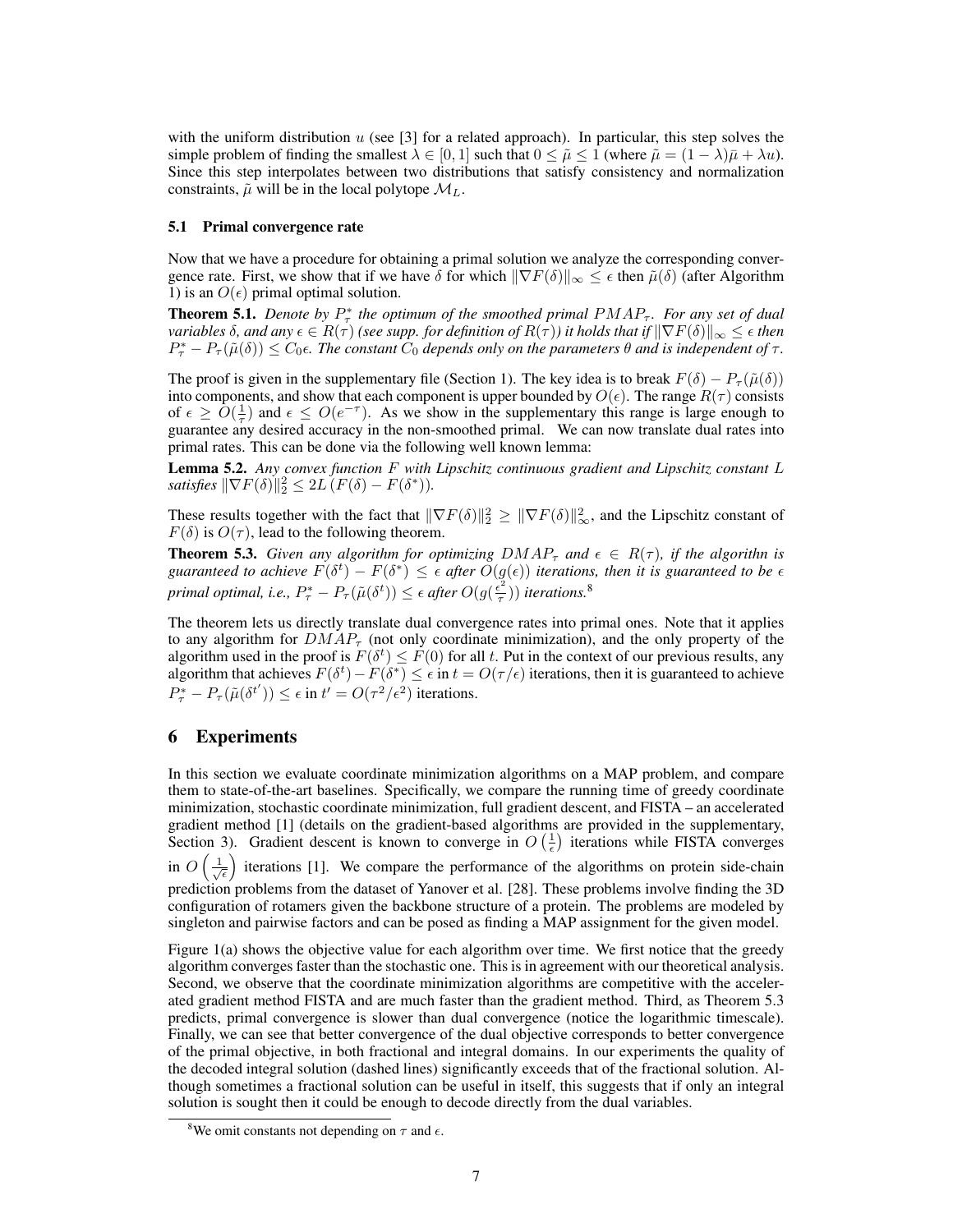with the uniform distribution $u$ (see [3] for a related approach). In particular, this step solves the simple problem of finding the smallest $\lambda \in [0, 1]$ such that $0 \le \tilde{\mu} \le 1$ (where $\tilde{\mu} = (1 - \lambda)\bar{\mu} + \lambda u$). Since this step interpolates between two distributions that satisfy consistency and normalization constraints, $\tilde{\mu}$ will be in the local polytope $\mathcal{M}_L$.

### 5.1 Primal convergence rate

Now that we have a procedure for obtaining a primal solution we analyze the corresponding convergence rate. First, we show that if we have $\delta$ for which $\|\nabla F(\delta)\|_\infty \le \epsilon$ then $\tilde{\mu}(\delta)$ (after Algorithm 1) is an $O(\epsilon)$ primal optimal solution.

**Theorem 5.1.** *Denote by $P^*_\tau$ the optimum of the smoothed primal $PMAP_\tau$. For any set of dual variables $\delta$, and any $\epsilon \in R(\tau)$ (see supp. for definition of $R(\tau)$) it holds that if $\|\nabla F(\delta)\|_\infty \le \epsilon$ then $P^*_\tau - P_\tau(\tilde{\mu}(\delta)) \le C_0 \epsilon$. The constant $C_0$ depends only on the parameters $\theta$ and is independent of $\tau$.*

The proof is given in the supplementary file (Section 1). The key idea is to break $F(\delta) - P_\tau(\tilde{\mu}(\delta))$ into components, and show that each component is upper bounded by $O(\epsilon)$. The range $R(\tau)$ consists of $\epsilon \ge O(\frac{1}{\tau})$ and $\epsilon \le O(e^{-\tau})$. As we show in the supplementary this range is large enough to guarantee any desired accuracy in the non-smoothed primal. We can now translate dual rates into primal rates. This can be done via the following well known lemma:

**Lemma 5.2.** *Any convex function $F$ with Lipschitz continuous gradient and Lipschitz constant $L$ satisfies $\|\nabla F(\delta)\|_2^2 \le 2L\,(F(\delta) - F(\delta^*))$.*

These results together with the fact that $\|\nabla F(\delta)\|_2^2 \ge \|\nabla F(\delta)\|_\infty^2$, and the Lipschitz constant of $F(\delta)$ is $O(\tau)$, lead to the following theorem.

**Theorem 5.3.** *Given any algorithm for optimizing $DMAP_\tau$ and $\epsilon \in R(\tau)$, if the algorithn is guaranteed to achieve $F(\delta^t) - F(\delta^*) \le \epsilon$ after $O(g(\epsilon))$ iterations, then it is guaranteed to be $\epsilon$ primal optimal, i.e., $P^*_\tau - P_\tau(\tilde{\mu}(\delta^t)) \le \epsilon$ after $O(g(\frac{\epsilon^2}{\tau}))$ iterations.*[8]

The theorem lets us directly translate dual convergence rates into primal ones. Note that it applies to any algorithm for $DMAP_\tau$ (not only coordinate minimization), and the only property of the algorithm used in the proof is $F(\delta^t) \le F(0)$ for all $t$. Put in the context of our previous results, any algorithm that achieves $F(\delta^t) - F(\delta^*) \le \epsilon$ in $t = O(\tau/\epsilon)$ iterations, then it is guaranteed to achieve $P^*_\tau - P_\tau(\tilde{\mu}(\delta^{t'})) \le \epsilon$ in $t' = O(\tau^2/\epsilon^2)$ iterations.

## 6 Experiments

In this section we evaluate coordinate minimization algorithms on a MAP problem, and compare them to state-of-the-art baselines. Specifically, we compare the running time of greedy coordinate minimization, stochastic coordinate minimization, full gradient descent, and FISTA – an accelerated gradient method [1] (details on the gradient-based algorithms are provided in the supplementary, Section 3). Gradient descent is known to converge in $O\left(\frac{1}{\epsilon}\right)$ iterations while FISTA converges in $O\left(\frac{1}{\sqrt{\epsilon}}\right)$ iterations [1]. We compare the performance of the algorithms on protein side-chain prediction problems from the dataset of Yanover et al. [28]. These problems involve finding the 3D configuration of rotamers given the backbone structure of a protein. The problems are modeled by singleton and pairwise factors and can be posed as finding a MAP assignment for the given model.

Figure 1(a) shows the objective value for each algorithm over time. We first notice that the greedy algorithm converges faster than the stochastic one. This is in agreement with our theoretical analysis. Second, we observe that the coordinate minimization algorithms are competitive with the accelerated gradient method FISTA and are much faster than the gradient method. Third, as Theorem 5.3 predicts, primal convergence is slower than dual convergence (notice the logarithmic timescale). Finally, we can see that better convergence of the dual objective corresponds to better convergence of the primal objective, in both fractional and integral domains. In our experiments the quality of the decoded integral solution (dashed lines) significantly exceeds that of the fractional solution. Although sometimes a fractional solution can be useful in itself, this suggests that if only an integral solution is sought then it could be enough to decode directly from the dual variables.

[8] We omit constants not depending on $\tau$ and $\epsilon$.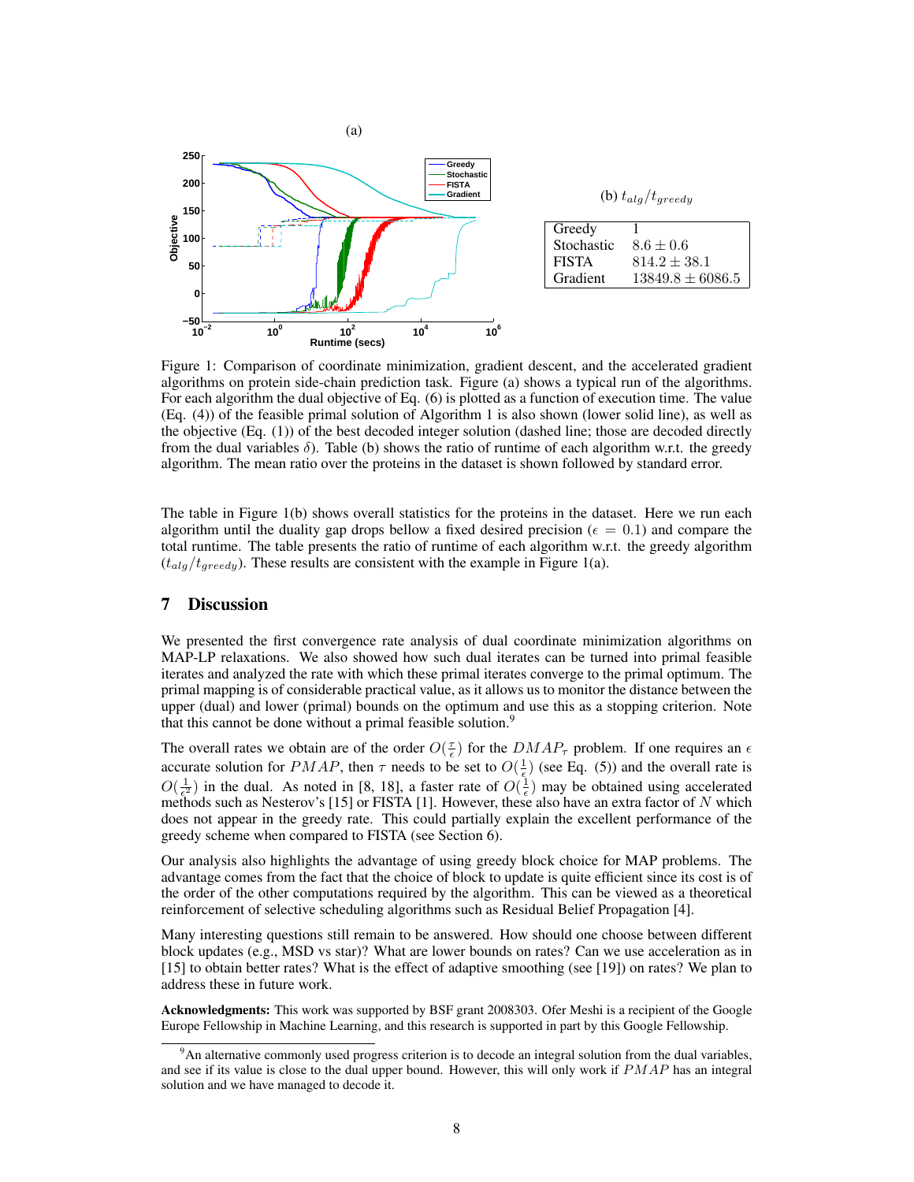(a)

(b) $t_{alg}/t_{greedy}$

| | |
|---|---|
| Greedy | 1 |
| Stochastic | $8.6 \pm 0.6$ |
| FISTA | $814.2 \pm 38.1$ |
| Gradient | $13849.8 \pm 6086.5$ |

Figure 1: Comparison of coordinate minimization, gradient descent, and the accelerated gradient algorithms on protein side-chain prediction task. Figure (a) shows a typical run of the algorithms. For each algorithm the dual objective of Eq. (6) is plotted as a function of execution time. The value (Eq. (4)) of the feasible primal solution of Algorithm 1 is also shown (lower solid line), as well as the objective (Eq. (1)) of the best decoded integer solution (dashed line; those are decoded directly from the dual variables $\delta$). Table (b) shows the ratio of runtime of each algorithm w.r.t. the greedy algorithm. The mean ratio over the proteins in the dataset is shown followed by standard error.

The table in Figure 1(b) shows overall statistics for the proteins in the dataset. Here we run each algorithm until the duality gap drops bellow a fixed desired precision ($\epsilon = 0.1$) and compare the total runtime. The table presents the ratio of runtime of each algorithm w.r.t. the greedy algorithm ($t_{alg}/t_{greedy}$). These results are consistent with the example in Figure 1(a).

## 7 Discussion

We presented the first convergence rate analysis of dual coordinate minimization algorithms on MAP-LP relaxations. We also showed how such dual iterates can be turned into primal feasible iterates and analyzed the rate with which these primal iterates converge to the primal optimum. The primal mapping is of considerable practical value, as it allows us to monitor the distance between the upper (dual) and lower (primal) bounds on the optimum and use this as a stopping criterion. Note that this cannot be done without a primal feasible solution.[9]

The overall rates we obtain are of the order $O(\frac{\tau}{\epsilon})$ for the $DMAP_\tau$ problem. If one requires an $\epsilon$ accurate solution for $PMAP$, then $\tau$ needs to be set to $O(\frac{1}{\epsilon})$ (see Eq. (5)) and the overall rate is $O(\frac{1}{\epsilon^2})$ in the dual. As noted in [8, 18], a faster rate of $O(\frac{1}{\epsilon})$ may be obtained using accelerated methods such as Nesterov's [15] or FISTA [1]. However, these also have an extra factor of $N$ which does not appear in the greedy rate. This could partially explain the excellent performance of the greedy scheme when compared to FISTA (see Section 6).

Our analysis also highlights the advantage of using greedy block choice for MAP problems. The advantage comes from the fact that the choice of block to update is quite efficient since its cost is of the order of the other computations required by the algorithm. This can be viewed as a theoretical reinforcement of selective scheduling algorithms such as Residual Belief Propagation [4].

Many interesting questions still remain to be answered. How should one choose between different block updates (e.g., MSD vs star)? What are lower bounds on rates? Can we use acceleration as in [15] to obtain better rates? What is the effect of adaptive smoothing (see [19]) on rates? We plan to address these in future work.

**Acknowledgments:** This work was supported by BSF grant 2008303. Ofer Meshi is a recipient of the Google Europe Fellowship in Machine Learning, and this research is supported in part by this Google Fellowship.

[9] An alternative commonly used progress criterion is to decode an integral solution from the dual variables, and see if its value is close to the dual upper bound. However, this will only work if $PMAP$ has an integral solution and we have managed to decode it.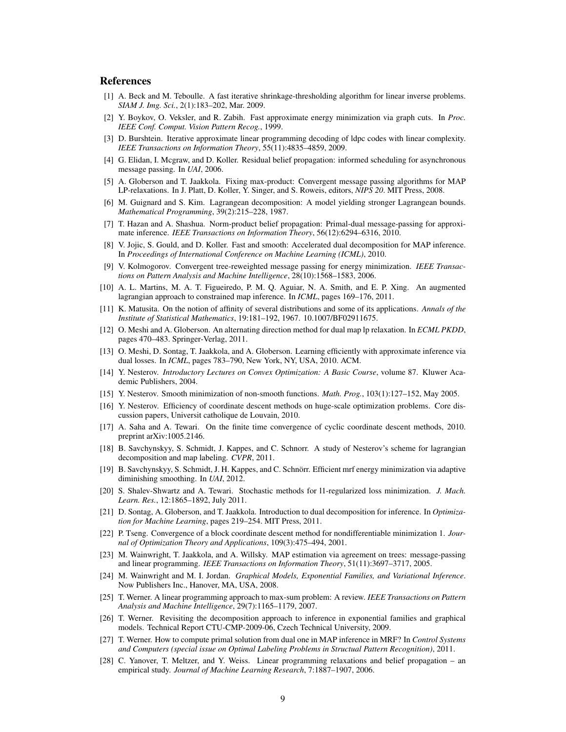## References

[1] A. Beck and M. Teboulle. A fast iterative shrinkage-thresholding algorithm for linear inverse problems. *SIAM J. Img. Sci.*, 2(1):183–202, Mar. 2009.

[2] Y. Boykov, O. Veksler, and R. Zabih. Fast approximate energy minimization via graph cuts. In *Proc. IEEE Conf. Comput. Vision Pattern Recog.*, 1999.

[3] D. Burshtein. Iterative approximate linear programming decoding of ldpc codes with linear complexity. *IEEE Transactions on Information Theory*, 55(11):4835–4859, 2009.

[4] G. Elidan, I. Mcgraw, and D. Koller. Residual belief propagation: informed scheduling for asynchronous message passing. In *UAI*, 2006.

[5] A. Globerson and T. Jaakkola. Fixing max-product: Convergent message passing algorithms for MAP LP-relaxations. In J. Platt, D. Koller, Y. Singer, and S. Roweis, editors, *NIPS 20*. MIT Press, 2008.

[6] M. Guignard and S. Kim. Lagrangean decomposition: A model yielding stronger Lagrangean bounds. *Mathematical Programming*, 39(2):215–228, 1987.

[7] T. Hazan and A. Shashua. Norm-product belief propagation: Primal-dual message-passing for approximate inference. *IEEE Transactions on Information Theory*, 56(12):6294–6316, 2010.

[8] V. Jojic, S. Gould, and D. Koller. Fast and smooth: Accelerated dual decomposition for MAP inference. In *Proceedings of International Conference on Machine Learning (ICML)*, 2010.

[9] V. Kolmogorov. Convergent tree-reweighted message passing for energy minimization. *IEEE Transactions on Pattern Analysis and Machine Intelligence*, 28(10):1568–1583, 2006.

[10] A. L. Martins, M. A. T. Figueiredo, P. M. Q. Aguiar, N. A. Smith, and E. P. Xing. An augmented lagrangian approach to constrained map inference. In *ICML*, pages 169–176, 2011.

[11] K. Matusita. On the notion of affinity of several distributions and some of its applications. *Annals of the Institute of Statistical Mathematics*, 19:181–192, 1967. 10.1007/BF02911675.

[12] O. Meshi and A. Globerson. An alternating direction method for dual map lp relaxation. In *ECML PKDD*, pages 470–483. Springer-Verlag, 2011.

[13] O. Meshi, D. Sontag, T. Jaakkola, and A. Globerson. Learning efficiently with approximate inference via dual losses. In *ICML*, pages 783–790, New York, NY, USA, 2010. ACM.

[14] Y. Nesterov. *Introductory Lectures on Convex Optimization: A Basic Course*, volume 87. Kluwer Academic Publishers, 2004.

[15] Y. Nesterov. Smooth minimization of non-smooth functions. *Math. Prog.*, 103(1):127–152, May 2005.

[16] Y. Nesterov. Efficiency of coordinate descent methods on huge-scale optimization problems. Core discussion papers, Universit catholique de Louvain, 2010.

[17] A. Saha and A. Tewari. On the finite time convergence of cyclic coordinate descent methods, 2010. preprint arXiv:1005.2146.

[18] B. Savchynskyy, S. Schmidt, J. Kappes, and C. Schnorr. A study of Nesterov's scheme for lagrangian decomposition and map labeling. *CVPR*, 2011.

[19] B. Savchynskyy, S. Schmidt, J. H. Kappes, and C. Schnörr. Efficient mrf energy minimization via adaptive diminishing smoothing. In *UAI*, 2012.

[20] S. Shalev-Shwartz and A. Tewari. Stochastic methods for l1-regularized loss minimization. *J. Mach. Learn. Res.*, 12:1865–1892, July 2011.

[21] D. Sontag, A. Globerson, and T. Jaakkola. Introduction to dual decomposition for inference. In *Optimization for Machine Learning*, pages 219–254. MIT Press, 2011.

[22] P. Tseng. Convergence of a block coordinate descent method for nondifferentiable minimization 1. *Journal of Optimization Theory and Applications*, 109(3):475–494, 2001.

[23] M. Wainwright, T. Jaakkola, and A. Willsky. MAP estimation via agreement on trees: message-passing and linear programming. *IEEE Transactions on Information Theory*, 51(11):3697–3717, 2005.

[24] M. Wainwright and M. I. Jordan. *Graphical Models, Exponential Families, and Variational Inference*. Now Publishers Inc., Hanover, MA, USA, 2008.

[25] T. Werner. A linear programming approach to max-sum problem: A review. *IEEE Transactions on Pattern Analysis and Machine Intelligence*, 29(7):1165–1179, 2007.

[26] T. Werner. Revisiting the decomposition approach to inference in exponential families and graphical models. Technical Report CTU-CMP-2009-06, Czech Technical University, 2009.

[27] T. Werner. How to compute primal solution from dual one in MAP inference in MRF? In *Control Systems and Computers (special issue on Optimal Labeling Problems in Structual Pattern Recognition)*, 2011.

[28] C. Yanover, T. Meltzer, and Y. Weiss. Linear programming relaxations and belief propagation – an empirical study. *Journal of Machine Learning Research*, 7:1887–1907, 2006.